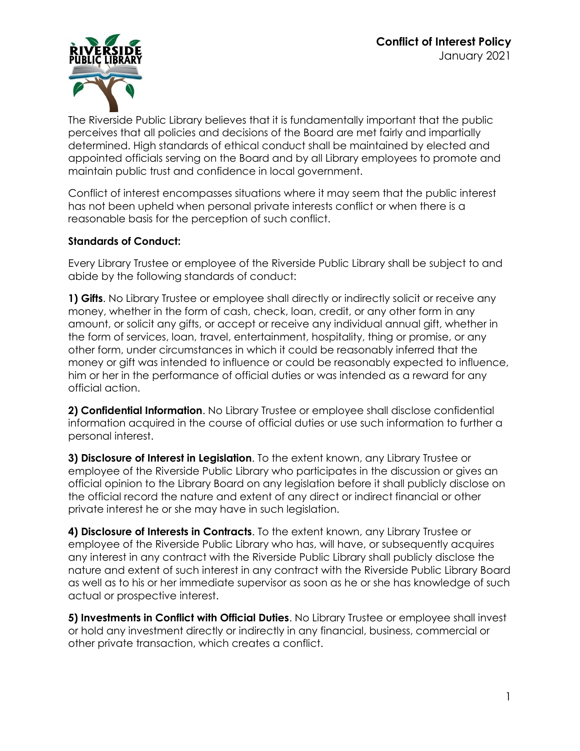# Conflict of Interest Policy

January 2021

The Riverside Public Library believes that it is fundamentally important that the public perceives that all policies and decisions of the Board are met fairly and impartially determined. High standards of ethical conduct shall be maintained by elected and appointed officials serving on the Board and by all Library employees to promote and maintain public trust and confidence in local government.

Conflict of interest encompasses situations where it may seem that the public interest has not been upheld when personal private interests conflict or when there is a reasonable basis for the perception of such conflict.

**Standards of Conduct:**

Every Library Trustee or employee of the Riverside Public Library shall be subject to and abide by the following standards of conduct:

**1) Gifts**. No Library Trustee or employee shall directly or indirectly solicit or receive any money, whether in the form of cash, check, loan, credit, or any other form in any amount, or solicit any gifts, or accept or receive any individual annual gift, whether in the form of services, loan, travel, entertainment, hospitality, thing or promise, or any other form, under circumstances in which it could be reasonably inferred that the money or gift was intended to influence or could be reasonably expected to influence, him or her in the performance of official duties or was intended as a reward for any official action.

**2) Confidential Information**. No Library Trustee or employee shall disclose confidential information acquired in the course of official duties or use such information to further a personal interest.

**3) Disclosure of Interest in Legislation**. To the extent known, any Library Trustee or employee of the Riverside Public Library who participates in the discussion or gives an official opinion to the Library Board on any legislation before it shall publicly disclose on the official record the nature and extent of any direct or indirect financial or other private interest he or she may have in such legislation.

**4) Disclosure of Interests in Contracts**. To the extent known, any Library Trustee or employee of the Riverside Public Library who has, will have, or subsequently acquires any interest in any contract with the Riverside Public Library shall publicly disclose the nature and extent of such interest in any contract with the Riverside Public Library Board as well as to his or her immediate supervisor as soon as he or she has knowledge of such actual or prospective interest.

**5) Investments in Conflict with Official Duties**. No Library Trustee or employee shall invest or hold any investment directly or indirectly in any financial, business, commercial or other private transaction, which creates a conflict.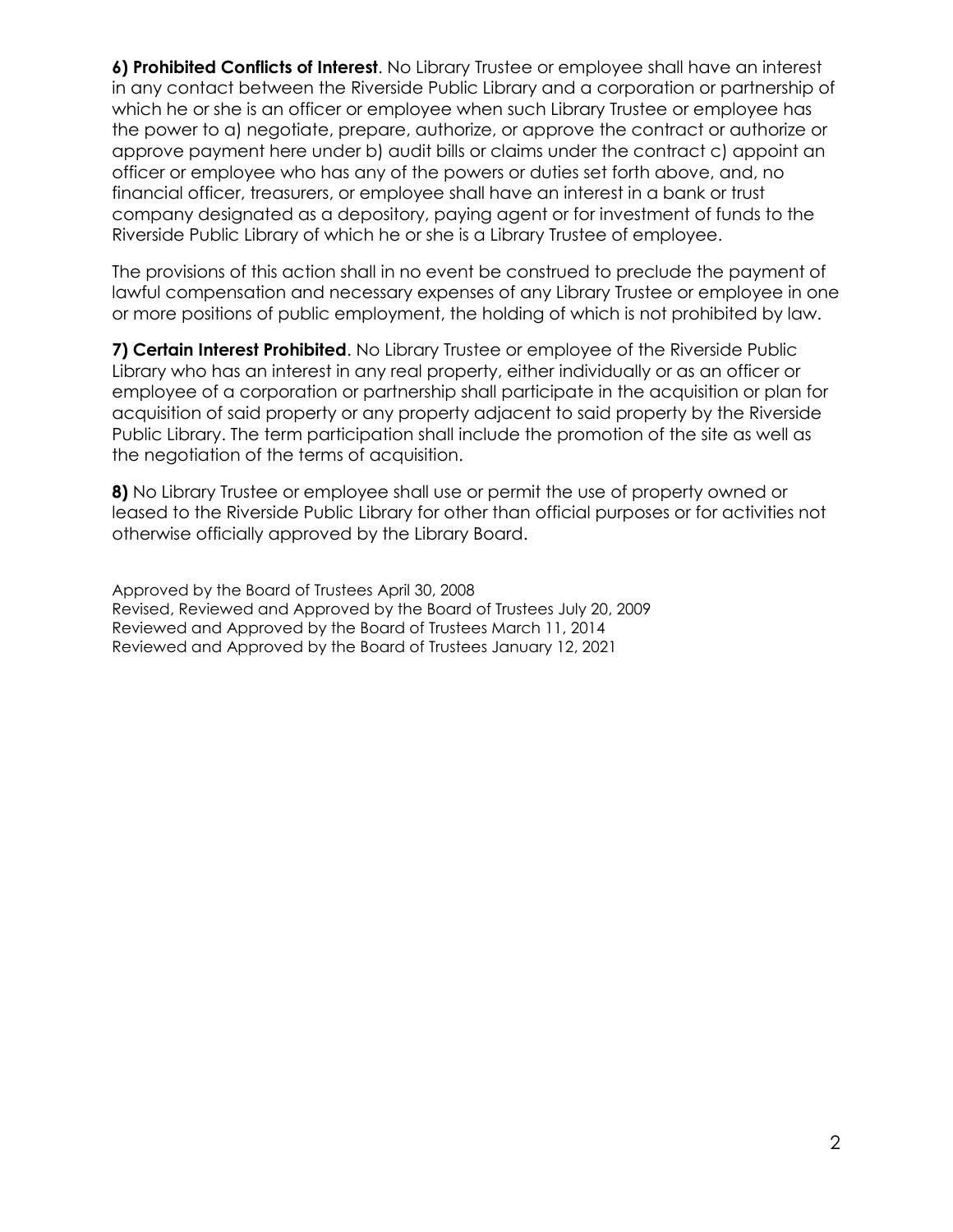**6) Prohibited Conflicts of Interest**. No Library Trustee or employee shall have an interest in any contact between the Riverside Public Library and a corporation or partnership of which he or she is an officer or employee when such Library Trustee or employee has the power to a) negotiate, prepare, authorize, or approve the contract or authorize or approve payment here under b) audit bills or claims under the contract c) appoint an officer or employee who has any of the powers or duties set forth above, and, no financial officer, treasurers, or employee shall have an interest in a bank or trust company designated as a depository, paying agent or for investment of funds to the Riverside Public Library of which he or she is a Library Trustee of employee.

The provisions of this action shall in no event be construed to preclude the payment of lawful compensation and necessary expenses of any Library Trustee or employee in one or more positions of public employment, the holding of which is not prohibited by law.

**7) Certain Interest Prohibited**. No Library Trustee or employee of the Riverside Public Library who has an interest in any real property, either individually or as an officer or employee of a corporation or partnership shall participate in the acquisition or plan for acquisition of said property or any property adjacent to said property by the Riverside Public Library. The term participation shall include the promotion of the site as well as the negotiation of the terms of acquisition.

**8)** No Library Trustee or employee shall use or permit the use of property owned or leased to the Riverside Public Library for other than official purposes or for activities not otherwise officially approved by the Library Board.

Approved by the Board of Trustees April 30, 2008
Revised, Reviewed and Approved by the Board of Trustees July 20, 2009
Reviewed and Approved by the Board of Trustees March 11, 2014
Reviewed and Approved by the Board of Trustees January 12, 2021